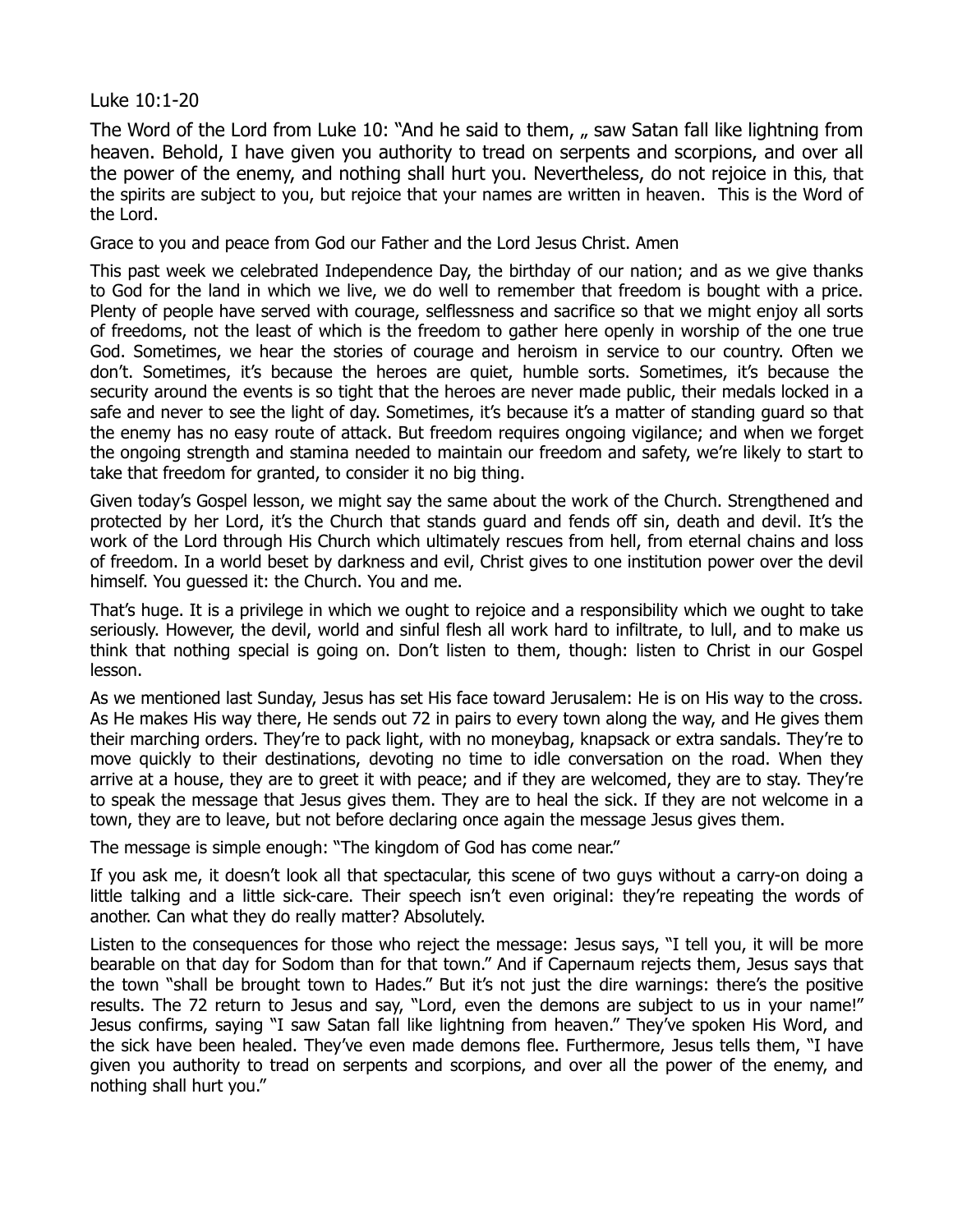Luke 10:1-20

The Word of the Lord from Luke 10: "And he said to them, „ saw Satan fall like lightning from heaven. Behold, I have given you authority to tread on serpents and scorpions, and over all the power of the enemy, and nothing shall hurt you. Nevertheless, do not rejoice in this, that the spirits are subject to you, but rejoice that your names are written in heaven. This is the Word of the Lord.

Grace to you and peace from God our Father and the Lord Jesus Christ. Amen

This past week we celebrated Independence Day, the birthday of our nation; and as we give thanks to God for the land in which we live, we do well to remember that freedom is bought with a price. Plenty of people have served with courage, selflessness and sacrifice so that we might enjoy all sorts of freedoms, not the least of which is the freedom to gather here openly in worship of the one true God. Sometimes, we hear the stories of courage and heroism in service to our country. Often we don't. Sometimes, it's because the heroes are quiet, humble sorts. Sometimes, it's because the security around the events is so tight that the heroes are never made public, their medals locked in a safe and never to see the light of day. Sometimes, it's because it's a matter of standing guard so that the enemy has no easy route of attack. But freedom requires ongoing vigilance; and when we forget the ongoing strength and stamina needed to maintain our freedom and safety, we're likely to start to take that freedom for granted, to consider it no big thing.

Given today's Gospel lesson, we might say the same about the work of the Church. Strengthened and protected by her Lord, it's the Church that stands guard and fends off sin, death and devil. It's the work of the Lord through His Church which ultimately rescues from hell, from eternal chains and loss of freedom. In a world beset by darkness and evil, Christ gives to one institution power over the devil himself. You guessed it: the Church. You and me.

That's huge. It is a privilege in which we ought to rejoice and a responsibility which we ought to take seriously. However, the devil, world and sinful flesh all work hard to infiltrate, to lull, and to make us think that nothing special is going on. Don't listen to them, though: listen to Christ in our Gospel lesson.

As we mentioned last Sunday, Jesus has set His face toward Jerusalem: He is on His way to the cross. As He makes His way there, He sends out 72 in pairs to every town along the way, and He gives them their marching orders. They're to pack light, with no moneybag, knapsack or extra sandals. They're to move quickly to their destinations, devoting no time to idle conversation on the road. When they arrive at a house, they are to greet it with peace; and if they are welcomed, they are to stay. They're to speak the message that Jesus gives them. They are to heal the sick. If they are not welcome in a town, they are to leave, but not before declaring once again the message Jesus gives them.

The message is simple enough: "The kingdom of God has come near."

If you ask me, it doesn't look all that spectacular, this scene of two guys without a carry-on doing a little talking and a little sick-care. Their speech isn't even original: they're repeating the words of another. Can what they do really matter? Absolutely.

Listen to the consequences for those who reject the message: Jesus says, "I tell you, it will be more bearable on that day for Sodom than for that town." And if Capernaum rejects them, Jesus says that the town "shall be brought town to Hades." But it's not just the dire warnings: there's the positive results. The 72 return to Jesus and say, "Lord, even the demons are subject to us in your name!" Jesus confirms, saying "I saw Satan fall like lightning from heaven." They've spoken His Word, and the sick have been healed. They've even made demons flee. Furthermore, Jesus tells them, "I have given you authority to tread on serpents and scorpions, and over all the power of the enemy, and nothing shall hurt you."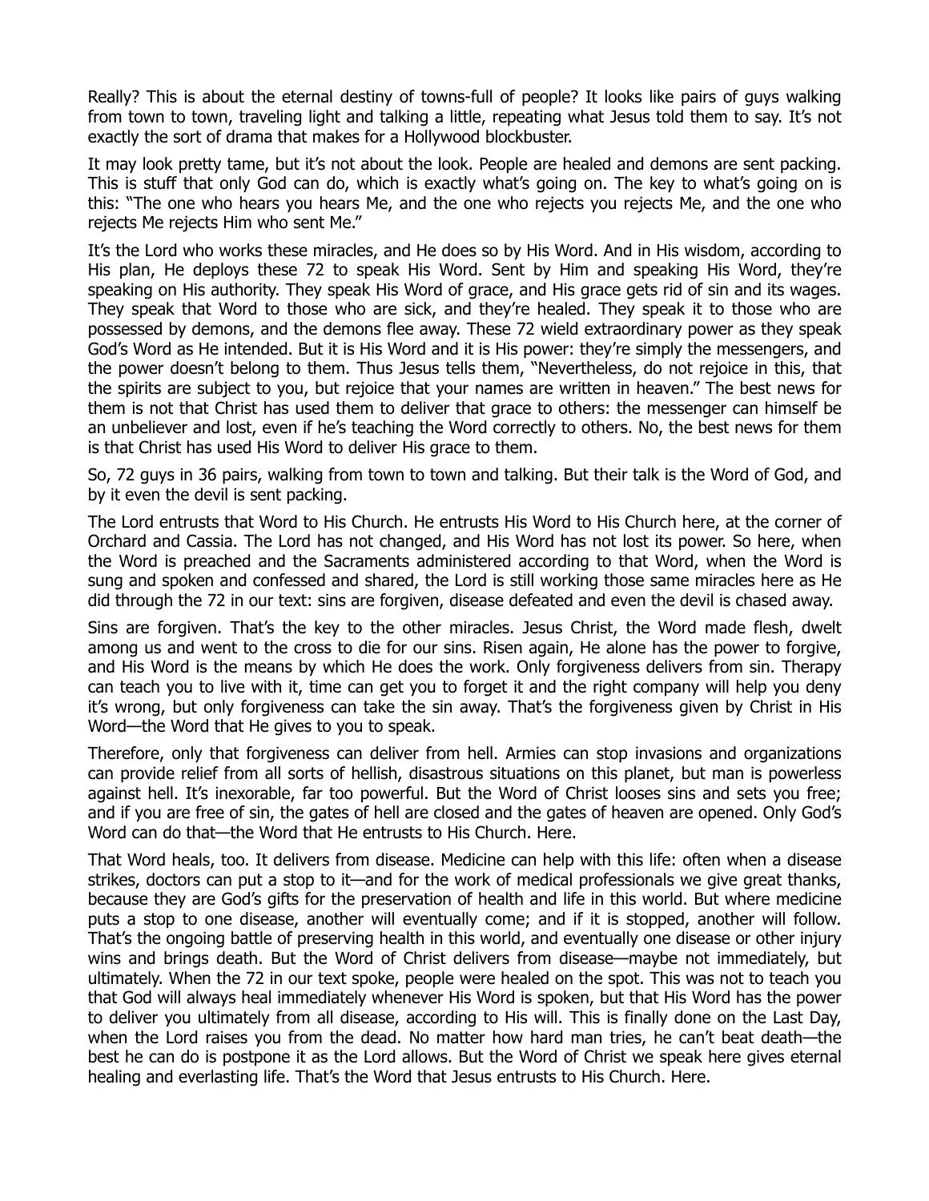Really? This is about the eternal destiny of towns-full of people? It looks like pairs of guys walking from town to town, traveling light and talking a little, repeating what Jesus told them to say. It's not exactly the sort of drama that makes for a Hollywood blockbuster.

It may look pretty tame, but it's not about the look. People are healed and demons are sent packing. This is stuff that only God can do, which is exactly what's going on. The key to what's going on is this: "The one who hears you hears Me, and the one who rejects you rejects Me, and the one who rejects Me rejects Him who sent Me."

It's the Lord who works these miracles, and He does so by His Word. And in His wisdom, according to His plan, He deploys these 72 to speak His Word. Sent by Him and speaking His Word, they're speaking on His authority. They speak His Word of grace, and His grace gets rid of sin and its wages. They speak that Word to those who are sick, and they're healed. They speak it to those who are possessed by demons, and the demons flee away. These 72 wield extraordinary power as they speak God's Word as He intended. But it is His Word and it is His power: they're simply the messengers, and the power doesn't belong to them. Thus Jesus tells them, "Nevertheless, do not rejoice in this, that the spirits are subject to you, but rejoice that your names are written in heaven." The best news for them is not that Christ has used them to deliver that grace to others: the messenger can himself be an unbeliever and lost, even if he's teaching the Word correctly to others. No, the best news for them is that Christ has used His Word to deliver His grace to them.

So, 72 guys in 36 pairs, walking from town to town and talking. But their talk is the Word of God, and by it even the devil is sent packing.

The Lord entrusts that Word to His Church. He entrusts His Word to His Church here, at the corner of Orchard and Cassia. The Lord has not changed, and His Word has not lost its power. So here, when the Word is preached and the Sacraments administered according to that Word, when the Word is sung and spoken and confessed and shared, the Lord is still working those same miracles here as He did through the 72 in our text: sins are forgiven, disease defeated and even the devil is chased away.

Sins are forgiven. That's the key to the other miracles. Jesus Christ, the Word made flesh, dwelt among us and went to the cross to die for our sins. Risen again, He alone has the power to forgive, and His Word is the means by which He does the work. Only forgiveness delivers from sin. Therapy can teach you to live with it, time can get you to forget it and the right company will help you deny it's wrong, but only forgiveness can take the sin away. That's the forgiveness given by Christ in His Word—the Word that He gives to you to speak.

Therefore, only that forgiveness can deliver from hell. Armies can stop invasions and organizations can provide relief from all sorts of hellish, disastrous situations on this planet, but man is powerless against hell. It's inexorable, far too powerful. But the Word of Christ looses sins and sets you free; and if you are free of sin, the gates of hell are closed and the gates of heaven are opened. Only God's Word can do that—the Word that He entrusts to His Church. Here.

That Word heals, too. It delivers from disease. Medicine can help with this life: often when a disease strikes, doctors can put a stop to it—and for the work of medical professionals we give great thanks, because they are God's gifts for the preservation of health and life in this world. But where medicine puts a stop to one disease, another will eventually come; and if it is stopped, another will follow. That's the ongoing battle of preserving health in this world, and eventually one disease or other injury wins and brings death. But the Word of Christ delivers from disease—maybe not immediately, but ultimately. When the 72 in our text spoke, people were healed on the spot. This was not to teach you that God will always heal immediately whenever His Word is spoken, but that His Word has the power to deliver you ultimately from all disease, according to His will. This is finally done on the Last Day, when the Lord raises you from the dead. No matter how hard man tries, he can't beat death—the best he can do is postpone it as the Lord allows. But the Word of Christ we speak here gives eternal healing and everlasting life. That's the Word that Jesus entrusts to His Church. Here.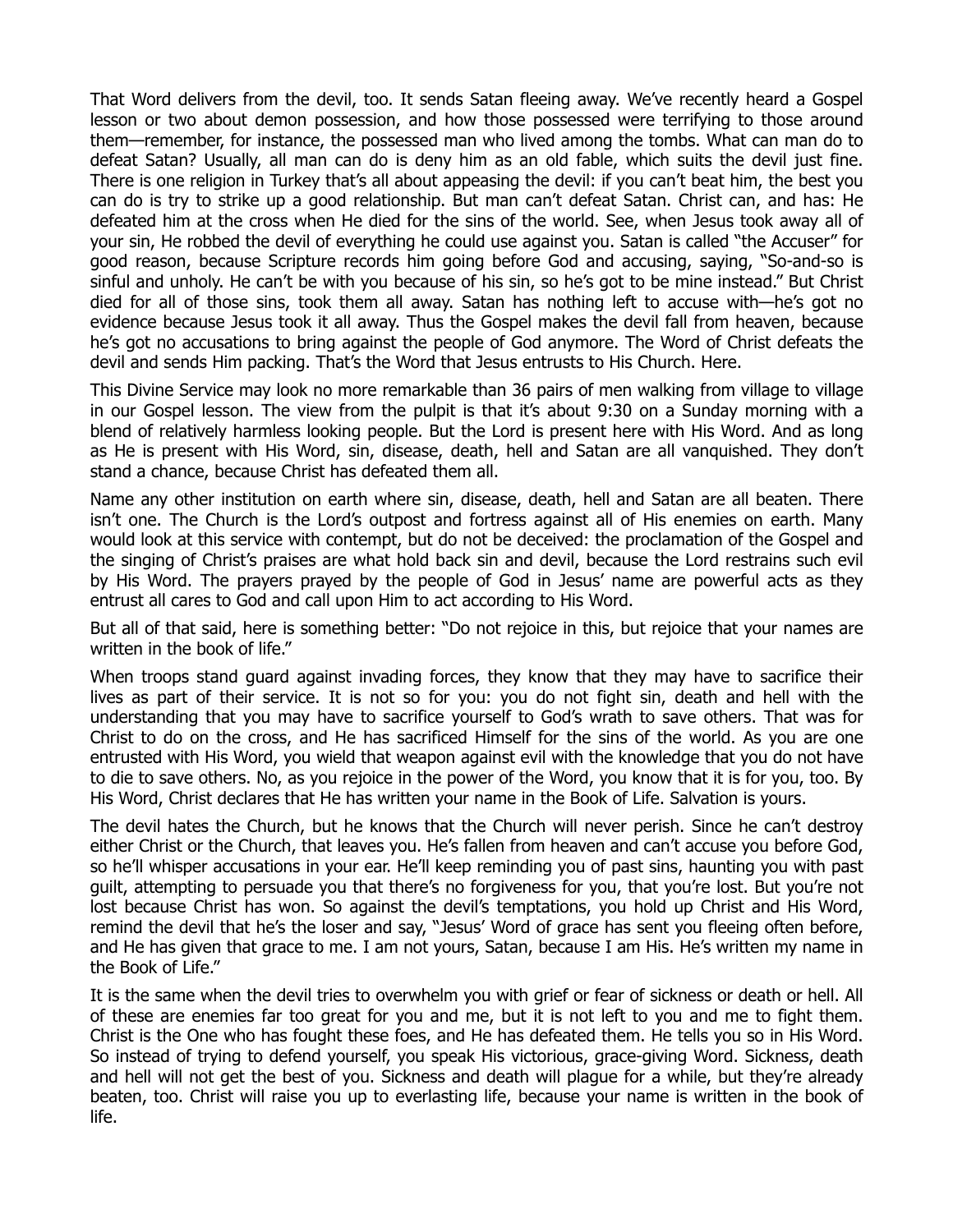That Word delivers from the devil, too. It sends Satan fleeing away. We've recently heard a Gospel lesson or two about demon possession, and how those possessed were terrifying to those around them—remember, for instance, the possessed man who lived among the tombs. What can man do to defeat Satan? Usually, all man can do is deny him as an old fable, which suits the devil just fine. There is one religion in Turkey that's all about appeasing the devil: if you can't beat him, the best you can do is try to strike up a good relationship. But man can't defeat Satan. Christ can, and has: He defeated him at the cross when He died for the sins of the world. See, when Jesus took away all of your sin, He robbed the devil of everything he could use against you. Satan is called "the Accuser" for good reason, because Scripture records him going before God and accusing, saying, "So-and-so is sinful and unholy. He can't be with you because of his sin, so he's got to be mine instead." But Christ died for all of those sins, took them all away. Satan has nothing left to accuse with—he's got no evidence because Jesus took it all away. Thus the Gospel makes the devil fall from heaven, because he's got no accusations to bring against the people of God anymore. The Word of Christ defeats the devil and sends Him packing. That's the Word that Jesus entrusts to His Church. Here.

This Divine Service may look no more remarkable than 36 pairs of men walking from village to village in our Gospel lesson. The view from the pulpit is that it's about 9:30 on a Sunday morning with a blend of relatively harmless looking people. But the Lord is present here with His Word. And as long as He is present with His Word, sin, disease, death, hell and Satan are all vanquished. They don't stand a chance, because Christ has defeated them all.

Name any other institution on earth where sin, disease, death, hell and Satan are all beaten. There isn't one. The Church is the Lord's outpost and fortress against all of His enemies on earth. Many would look at this service with contempt, but do not be deceived: the proclamation of the Gospel and the singing of Christ's praises are what hold back sin and devil, because the Lord restrains such evil by His Word. The prayers prayed by the people of God in Jesus' name are powerful acts as they entrust all cares to God and call upon Him to act according to His Word.

But all of that said, here is something better: "Do not rejoice in this, but rejoice that your names are written in the book of life."

When troops stand guard against invading forces, they know that they may have to sacrifice their lives as part of their service. It is not so for you: you do not fight sin, death and hell with the understanding that you may have to sacrifice yourself to God's wrath to save others. That was for Christ to do on the cross, and He has sacrificed Himself for the sins of the world. As you are one entrusted with His Word, you wield that weapon against evil with the knowledge that you do not have to die to save others. No, as you rejoice in the power of the Word, you know that it is for you, too. By His Word, Christ declares that He has written your name in the Book of Life. Salvation is yours.

The devil hates the Church, but he knows that the Church will never perish. Since he can't destroy either Christ or the Church, that leaves you. He's fallen from heaven and can't accuse you before God, so he'll whisper accusations in your ear. He'll keep reminding you of past sins, haunting you with past guilt, attempting to persuade you that there's no forgiveness for you, that you're lost. But you're not lost because Christ has won. So against the devil's temptations, you hold up Christ and His Word, remind the devil that he's the loser and say, "Jesus' Word of grace has sent you fleeing often before, and He has given that grace to me. I am not yours, Satan, because I am His. He's written my name in the Book of Life."

It is the same when the devil tries to overwhelm you with grief or fear of sickness or death or hell. All of these are enemies far too great for you and me, but it is not left to you and me to fight them. Christ is the One who has fought these foes, and He has defeated them. He tells you so in His Word. So instead of trying to defend yourself, you speak His victorious, grace-giving Word. Sickness, death and hell will not get the best of you. Sickness and death will plague for a while, but they're already beaten, too. Christ will raise you up to everlasting life, because your name is written in the book of life.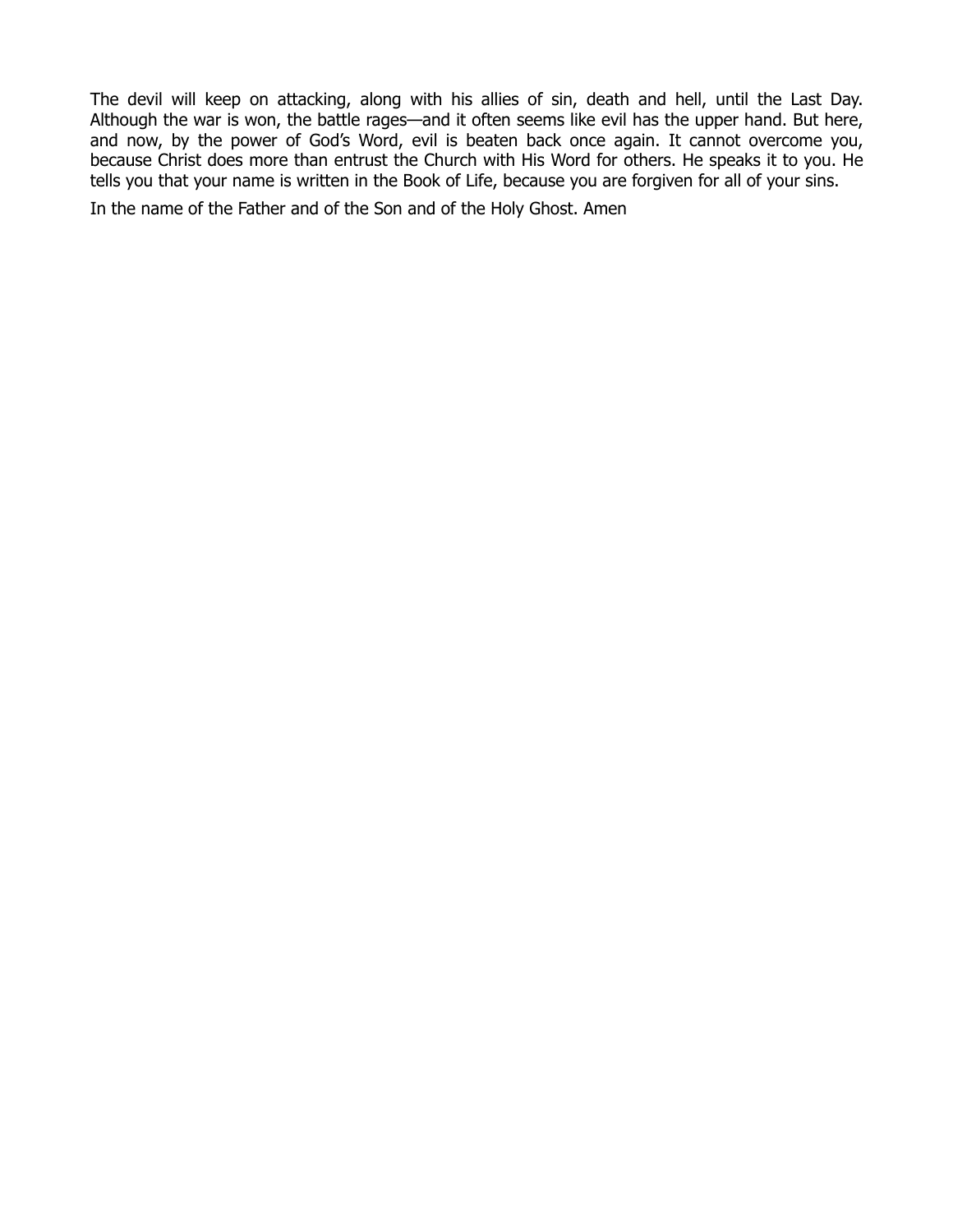The devil will keep on attacking, along with his allies of sin, death and hell, until the Last Day. Although the war is won, the battle rages—and it often seems like evil has the upper hand. But here, and now, by the power of God's Word, evil is beaten back once again. It cannot overcome you, because Christ does more than entrust the Church with His Word for others. He speaks it to you. He tells you that your name is written in the Book of Life, because you are forgiven for all of your sins.

In the name of the Father and of the Son and of the Holy Ghost. Amen